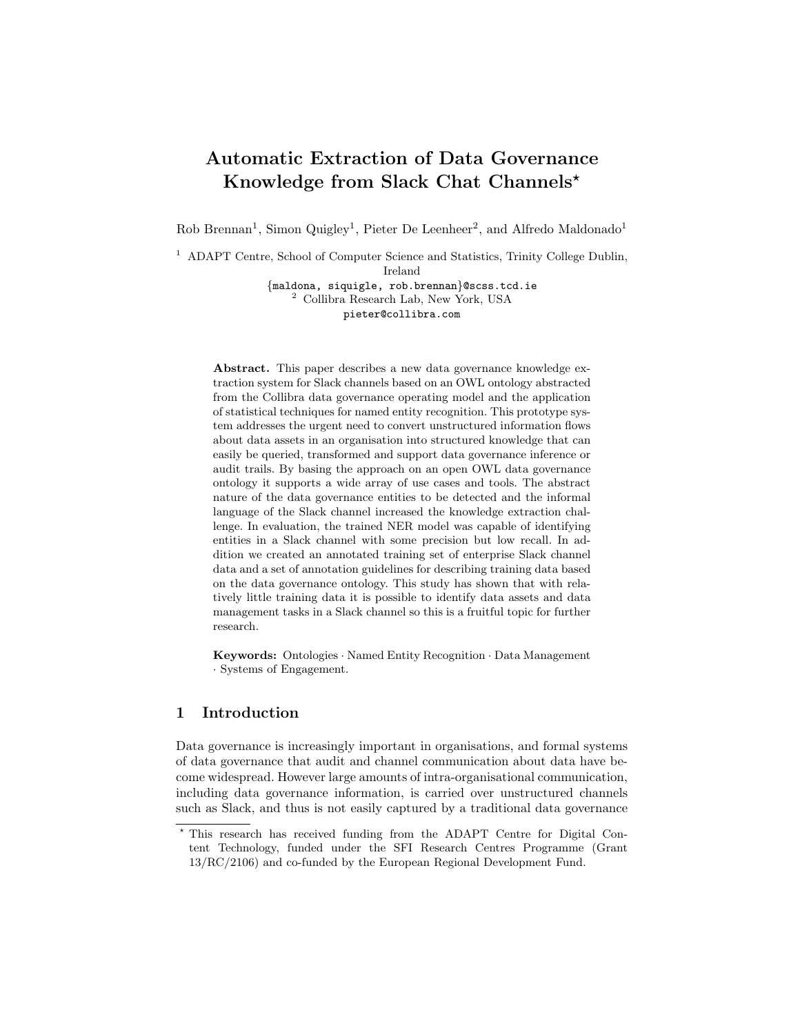# Automatic Extraction of Data Governance Knowledge from Slack Chat Channels*

Rob Brennan[1], Simon Quigley[1], Pieter De Leenheer[2], and Alfredo Maldonado[1]

[1] ADAPT Centre, School of Computer Science and Statistics, Trinity College Dublin, Ireland
{maldona, siquigle, rob.brennan}@scss.tcd.ie

[2] Collibra Research Lab, New York, USA
pieter@collibra.com

**Abstract.** This paper describes a new data governance knowledge extraction system for Slack channels based on an OWL ontology abstracted from the Collibra data governance operating model and the application of statistical techniques for named entity recognition. This prototype system addresses the urgent need to convert unstructured information flows about data assets in an organisation into structured knowledge that can easily be queried, transformed and support data governance inference or audit trails. By basing the approach on an open OWL data governance ontology it supports a wide array of use cases and tools. The abstract nature of the data governance entities to be detected and the informal language of the Slack channel increased the knowledge extraction challenge. In evaluation, the trained NER model was capable of identifying entities in a Slack channel with some precision but low recall. In addition we created an annotated training set of enterprise Slack channel data and a set of annotation guidelines for describing training data based on the data governance ontology. This study has shown that with relatively little training data it is possible to identify data assets and data management tasks in a Slack channel so this is a fruitful topic for further research.

**Keywords:** Ontologies · Named Entity Recognition · Data Management · Systems of Engagement.

## 1 Introduction

Data governance is increasingly important in organisations, and formal systems of data governance that audit and channel communication about data have become widespread. However large amounts of intra-organisational communication, including data governance information, is carried over unstructured channels such as Slack, and thus is not easily captured by a traditional data governance

* This research has received funding from the ADAPT Centre for Digital Content Technology, funded under the SFI Research Centres Programme (Grant 13/RC/2106) and co-funded by the European Regional Development Fund.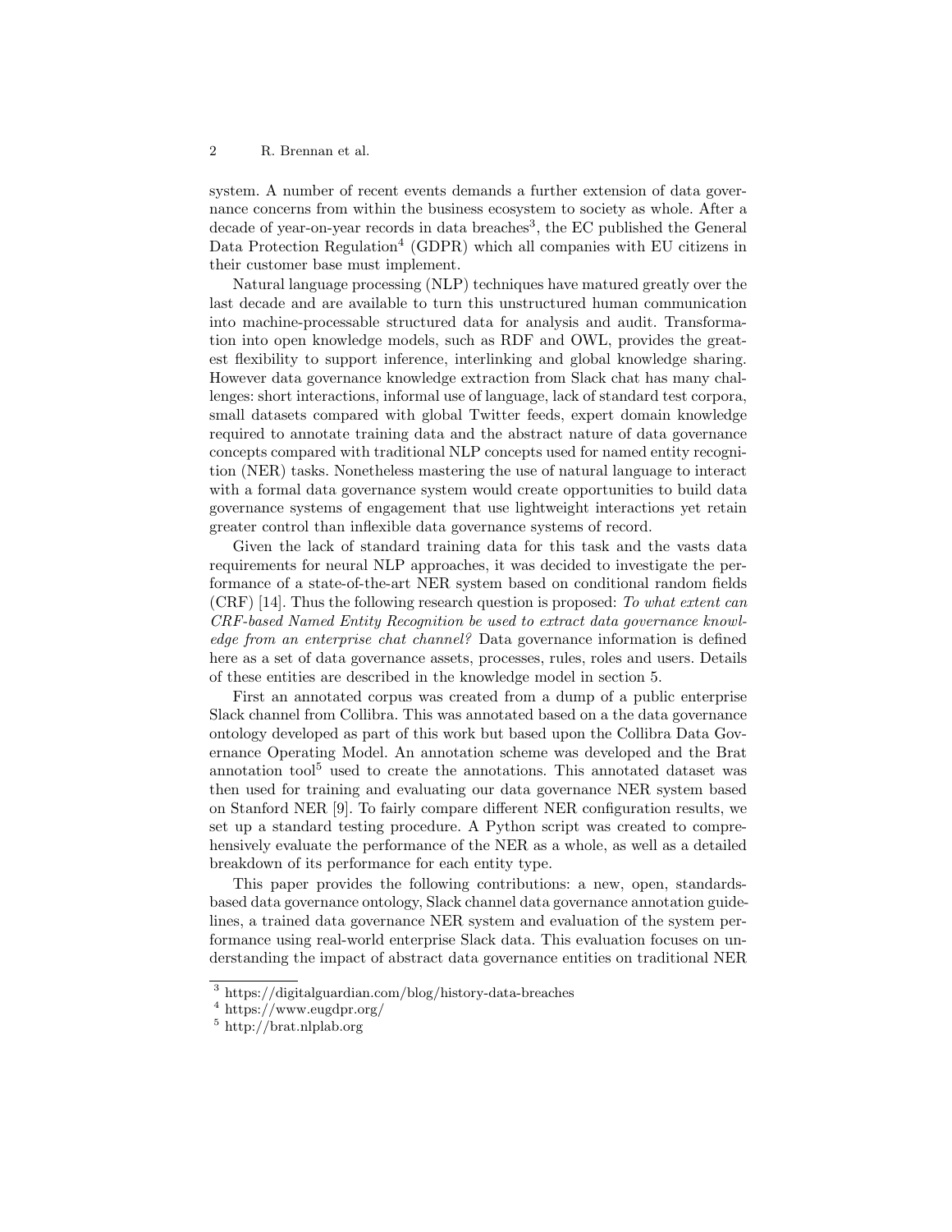system. A number of recent events demands a further extension of data governance concerns from within the business ecosystem to society as whole. After a decade of year-on-year records in data breaches[3], the EC published the General Data Protection Regulation[4] (GDPR) which all companies with EU citizens in their customer base must implement.

Natural language processing (NLP) techniques have matured greatly over the last decade and are available to turn this unstructured human communication into machine-processable structured data for analysis and audit. Transformation into open knowledge models, such as RDF and OWL, provides the greatest flexibility to support inference, interlinking and global knowledge sharing. However data governance knowledge extraction from Slack chat has many challenges: short interactions, informal use of language, lack of standard test corpora, small datasets compared with global Twitter feeds, expert domain knowledge required to annotate training data and the abstract nature of data governance concepts compared with traditional NLP concepts used for named entity recognition (NER) tasks. Nonetheless mastering the use of natural language to interact with a formal data governance system would create opportunities to build data governance systems of engagement that use lightweight interactions yet retain greater control than inflexible data governance systems of record.

Given the lack of standard training data for this task and the vasts data requirements for neural NLP approaches, it was decided to investigate the performance of a state-of-the-art NER system based on conditional random fields (CRF) [14]. Thus the following research question is proposed: *To what extent can CRF-based Named Entity Recognition be used to extract data governance knowledge from an enterprise chat channel?* Data governance information is defined here as a set of data governance assets, processes, rules, roles and users. Details of these entities are described in the knowledge model in section 5.

First an annotated corpus was created from a dump of a public enterprise Slack channel from Collibra. This was annotated based on a the data governance ontology developed as part of this work but based upon the Collibra Data Governance Operating Model. An annotation scheme was developed and the Brat annotation tool[5] used to create the annotations. This annotated dataset was then used for training and evaluating our data governance NER system based on Stanford NER [9]. To fairly compare different NER configuration results, we set up a standard testing procedure. A Python script was created to comprehensively evaluate the performance of the NER as a whole, as well as a detailed breakdown of its performance for each entity type.

This paper provides the following contributions: a new, open, standards-based data governance ontology, Slack channel data governance annotation guidelines, a trained data governance NER system and evaluation of the system performance using real-world enterprise Slack data. This evaluation focuses on understanding the impact of abstract data governance entities on traditional NER

[3] https://digitalguardian.com/blog/history-data-breaches

[4] https://www.eugdpr.org/

[5] http://brat.nlplab.org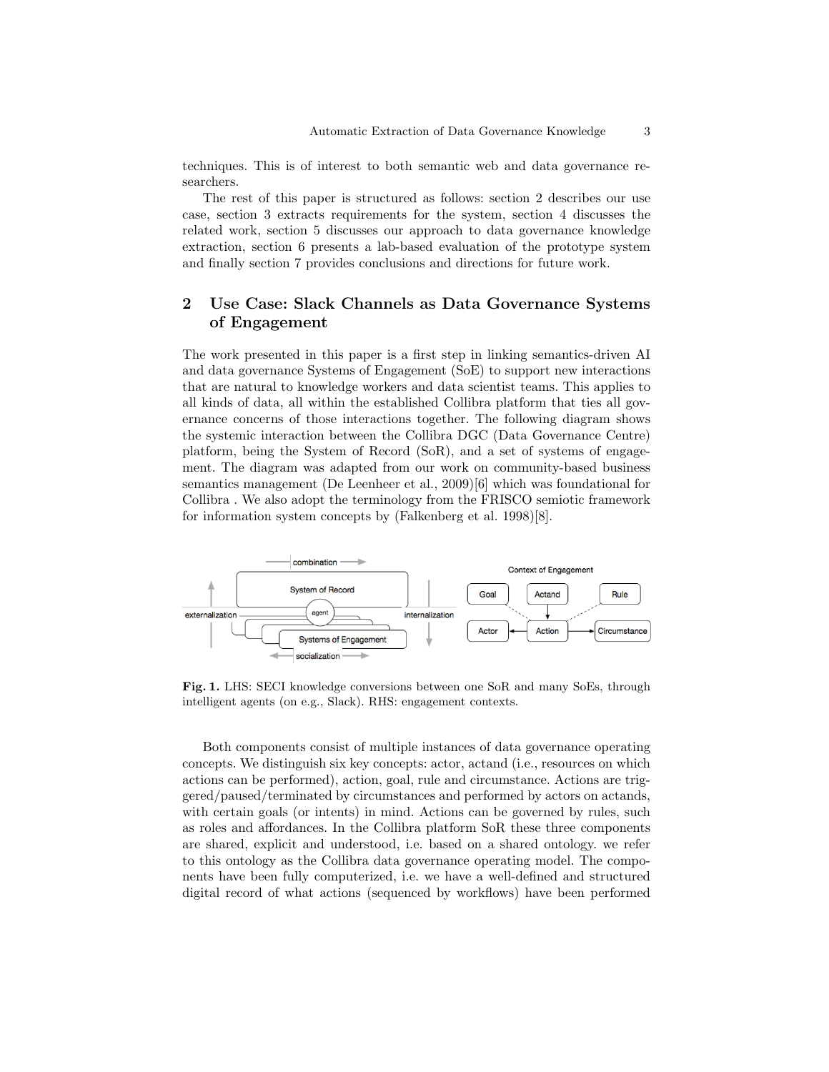techniques. This is of interest to both semantic web and data governance researchers.

The rest of this paper is structured as follows: section 2 describes our use case, section 3 extracts requirements for the system, section 4 discusses the related work, section 5 discusses our approach to data governance knowledge extraction, section 6 presents a lab-based evaluation of the prototype system and finally section 7 provides conclusions and directions for future work.

## 2 Use Case: Slack Channels as Data Governance Systems of Engagement

The work presented in this paper is a first step in linking semantics-driven AI and data governance Systems of Engagement (SoE) to support new interactions that are natural to knowledge workers and data scientist teams. This applies to all kinds of data, all within the established Collibra platform that ties all governance concerns of those interactions together. The following diagram shows the systemic interaction between the Collibra DGC (Data Governance Centre) platform, being the System of Record (SoR), and a set of systems of engagement. The diagram was adapted from our work on community-based business semantics management (De Leenheer et al., 2009)[6] which was foundational for Collibra . We also adopt the terminology from the FRISCO semiotic framework for information system concepts by (Falkenberg et al. 1998)[8].

**Fig. 1.** LHS: SECI knowledge conversions between one SoR and many SoEs, through intelligent agents (on e.g., Slack). RHS: engagement contexts.

Both components consist of multiple instances of data governance operating concepts. We distinguish six key concepts: actor, actand (i.e., resources on which actions can be performed), action, goal, rule and circumstance. Actions are triggered/paused/terminated by circumstances and performed by actors on actands, with certain goals (or intents) in mind. Actions can be governed by rules, such as roles and affordances. In the Collibra platform SoR these three components are shared, explicit and understood, i.e. based on a shared ontology. we refer to this ontology as the Collibra data governance operating model. The components have been fully computerized, i.e. we have a well-defined and structured digital record of what actions (sequenced by workflows) have been performed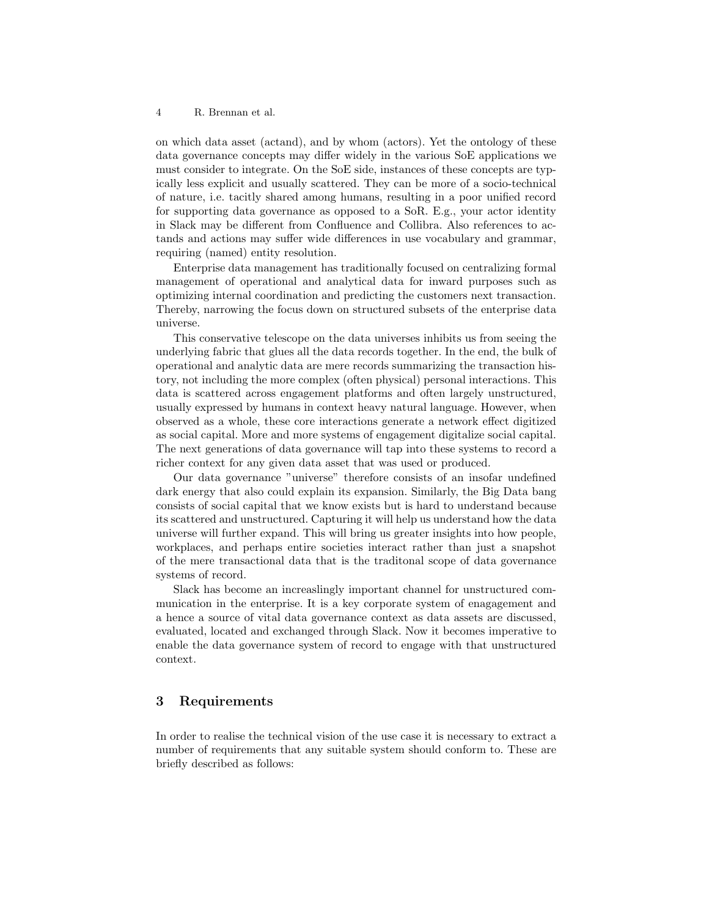on which data asset (actand), and by whom (actors). Yet the ontology of these data governance concepts may differ widely in the various SoE applications we must consider to integrate. On the SoE side, instances of these concepts are typically less explicit and usually scattered. They can be more of a socio-technical of nature, i.e. tacitly shared among humans, resulting in a poor unified record for supporting data governance as opposed to a SoR. E.g., your actor identity in Slack may be different from Confluence and Collibra. Also references to actands and actions may suffer wide differences in use vocabulary and grammar, requiring (named) entity resolution.

Enterprise data management has traditionally focused on centralizing formal management of operational and analytical data for inward purposes such as optimizing internal coordination and predicting the customers next transaction. Thereby, narrowing the focus down on structured subsets of the enterprise data universe.

This conservative telescope on the data universes inhibits us from seeing the underlying fabric that glues all the data records together. In the end, the bulk of operational and analytic data are mere records summarizing the transaction history, not including the more complex (often physical) personal interactions. This data is scattered across engagement platforms and often largely unstructured, usually expressed by humans in context heavy natural language. However, when observed as a whole, these core interactions generate a network effect digitized as social capital. More and more systems of engagement digitalize social capital. The next generations of data governance will tap into these systems to record a richer context for any given data asset that was used or produced.

Our data governance "universe" therefore consists of an insofar undefined dark energy that also could explain its expansion. Similarly, the Big Data bang consists of social capital that we know exists but is hard to understand because its scattered and unstructured. Capturing it will help us understand how the data universe will further expand. This will bring us greater insights into how people, workplaces, and perhaps entire societies interact rather than just a snapshot of the mere transactional data that is the traditonal scope of data governance systems of record.

Slack has become an increaslingly important channel for unstructured communication in the enterprise. It is a key corporate system of enagagement and a hence a source of vital data governance context as data assets are discussed, evaluated, located and exchanged through Slack. Now it becomes imperative to enable the data governance system of record to engage with that unstructured context.

## 3 Requirements

In order to realise the technical vision of the use case it is necessary to extract a number of requirements that any suitable system should conform to. These are briefly described as follows: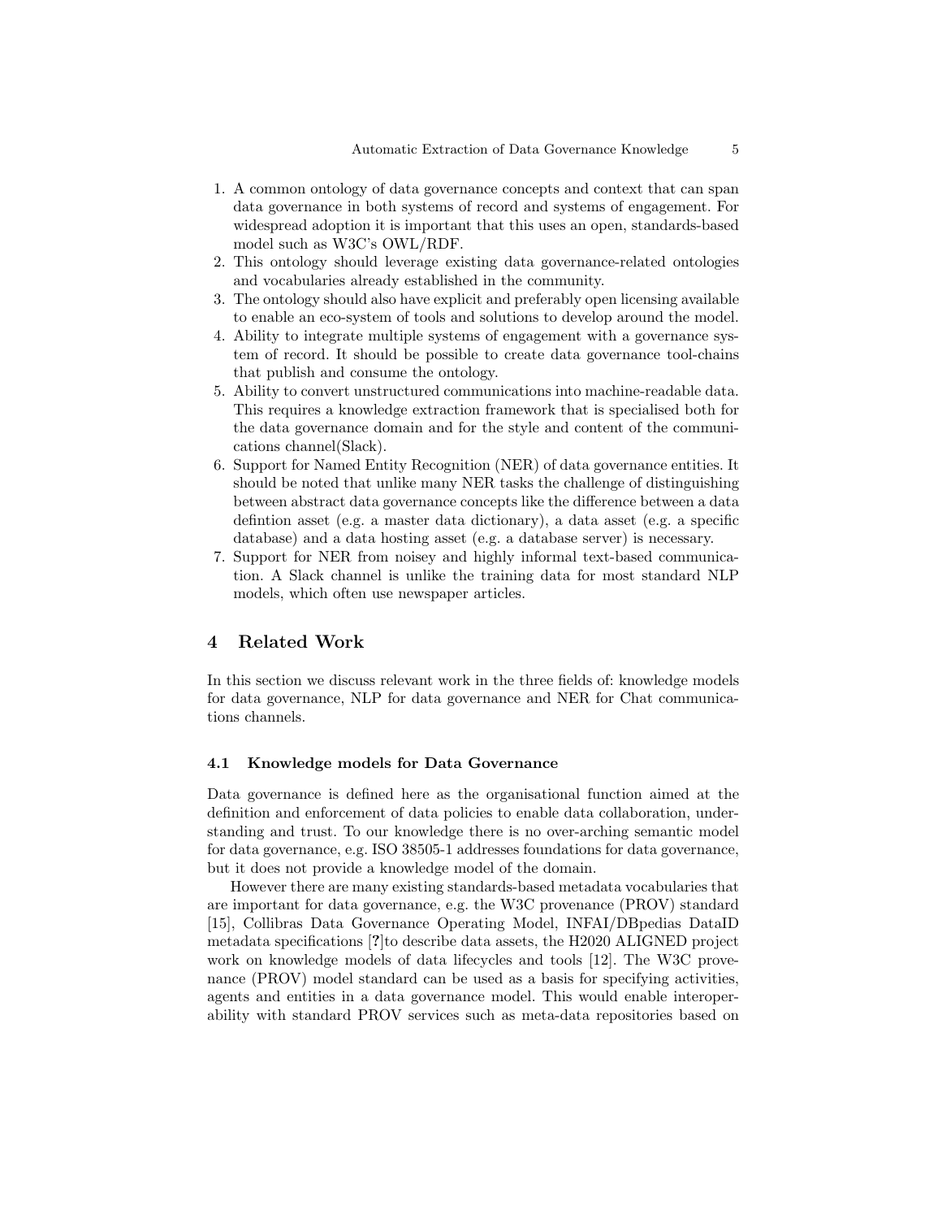1. A common ontology of data governance concepts and context that can span data governance in both systems of record and systems of engagement. For widespread adoption it is important that this uses an open, standards-based model such as W3C's OWL/RDF.
2. This ontology should leverage existing data governance-related ontologies and vocabularies already established in the community.
3. The ontology should also have explicit and preferably open licensing available to enable an eco-system of tools and solutions to develop around the model.
4. Ability to integrate multiple systems of engagement with a governance system of record. It should be possible to create data governance tool-chains that publish and consume the ontology.
5. Ability to convert unstructured communications into machine-readable data. This requires a knowledge extraction framework that is specialised both for the data governance domain and for the style and content of the communications channel(Slack).
6. Support for Named Entity Recognition (NER) of data governance entities. It should be noted that unlike many NER tasks the challenge of distinguishing between abstract data governance concepts like the difference between a data defintion asset (e.g. a master data dictionary), a data asset (e.g. a specific database) and a data hosting asset (e.g. a database server) is necessary.
7. Support for NER from noisey and highly informal text-based communication. A Slack channel is unlike the training data for most standard NLP models, which often use newspaper articles.

## 4 Related Work

In this section we discuss relevant work in the three fields of: knowledge models for data governance, NLP for data governance and NER for Chat communications channels.

### 4.1 Knowledge models for Data Governance

Data governance is defined here as the organisational function aimed at the definition and enforcement of data policies to enable data collaboration, understanding and trust. To our knowledge there is no over-arching semantic model for data governance, e.g. ISO 38505-1 addresses foundations for data governance, but it does not provide a knowledge model of the domain.

However there are many existing standards-based metadata vocabularies that are important for data governance, e.g. the W3C provenance (PROV) standard [15], Collibras Data Governance Operating Model, INFAI/DBpedias DataID metadata specifications [?]to describe data assets, the H2020 ALIGNED project work on knowledge models of data lifecycles and tools [12]. The W3C provenance (PROV) model standard can be used as a basis for specifying activities, agents and entities in a data governance model. This would enable interoperability with standard PROV services such as meta-data repositories based on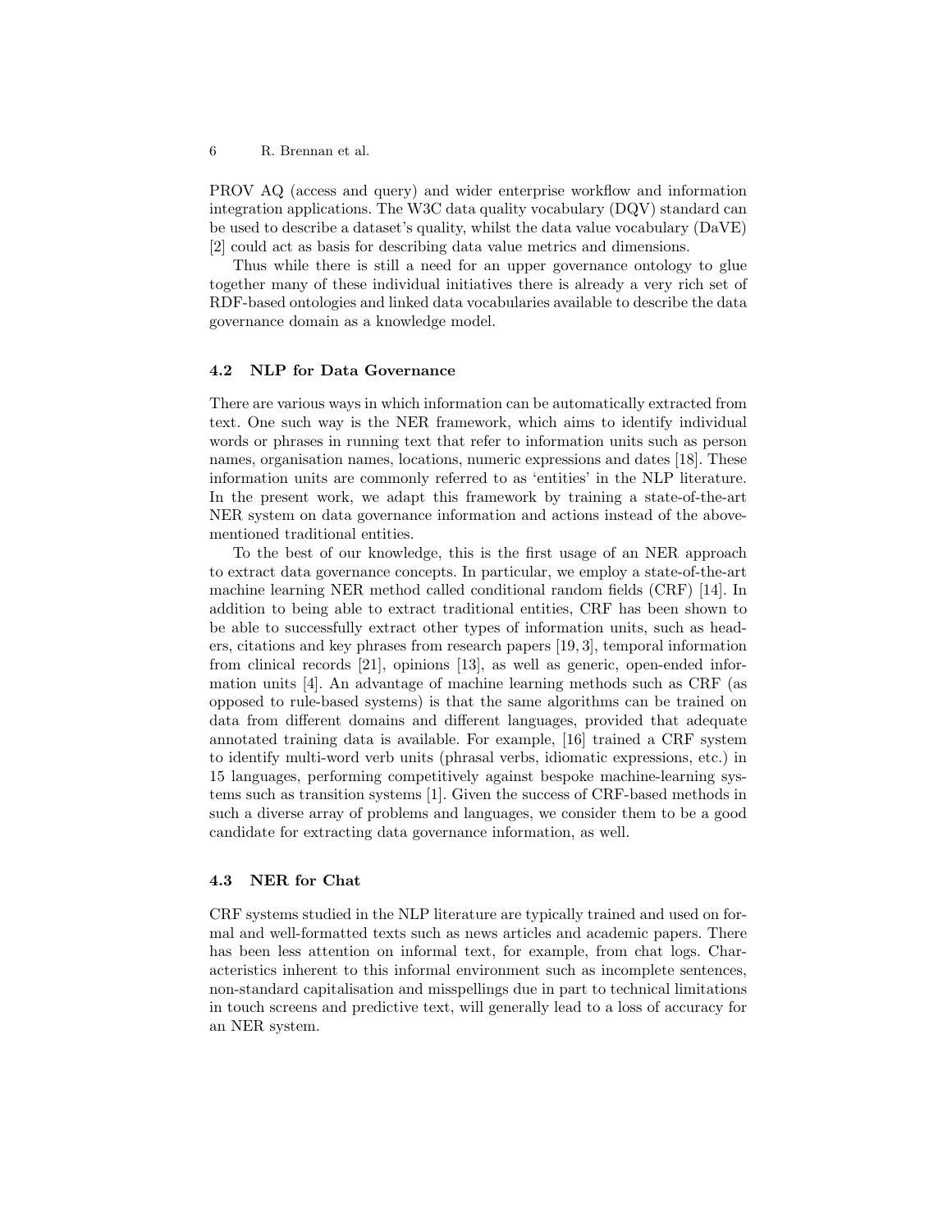PROV AQ (access and query) and wider enterprise workflow and information integration applications. The W3C data quality vocabulary (DQV) standard can be used to describe a dataset's quality, whilst the data value vocabulary (DaVE) [2] could act as basis for describing data value metrics and dimensions.

Thus while there is still a need for an upper governance ontology to glue together many of these individual initiatives there is already a very rich set of RDF-based ontologies and linked data vocabularies available to describe the data governance domain as a knowledge model.

### 4.2 NLP for Data Governance

There are various ways in which information can be automatically extracted from text. One such way is the NER framework, which aims to identify individual words or phrases in running text that refer to information units such as person names, organisation names, locations, numeric expressions and dates [18]. These information units are commonly referred to as 'entities' in the NLP literature. In the present work, we adapt this framework by training a state-of-the-art NER system on data governance information and actions instead of the above-mentioned traditional entities.

To the best of our knowledge, this is the first usage of an NER approach to extract data governance concepts. In particular, we employ a state-of-the-art machine learning NER method called conditional random fields (CRF) [14]. In addition to being able to extract traditional entities, CRF has been shown to be able to successfully extract other types of information units, such as headers, citations and key phrases from research papers [19, 3], temporal information from clinical records [21], opinions [13], as well as generic, open-ended information units [4]. An advantage of machine learning methods such as CRF (as opposed to rule-based systems) is that the same algorithms can be trained on data from different domains and different languages, provided that adequate annotated training data is available. For example, [16] trained a CRF system to identify multi-word verb units (phrasal verbs, idiomatic expressions, etc.) in 15 languages, performing competitively against bespoke machine-learning systems such as transition systems [1]. Given the success of CRF-based methods in such a diverse array of problems and languages, we consider them to be a good candidate for extracting data governance information, as well.

### 4.3 NER for Chat

CRF systems studied in the NLP literature are typically trained and used on formal and well-formatted texts such as news articles and academic papers. There has been less attention on informal text, for example, from chat logs. Characteristics inherent to this informal environment such as incomplete sentences, non-standard capitalisation and misspellings due in part to technical limitations in touch screens and predictive text, will generally lead to a loss of accuracy for an NER system.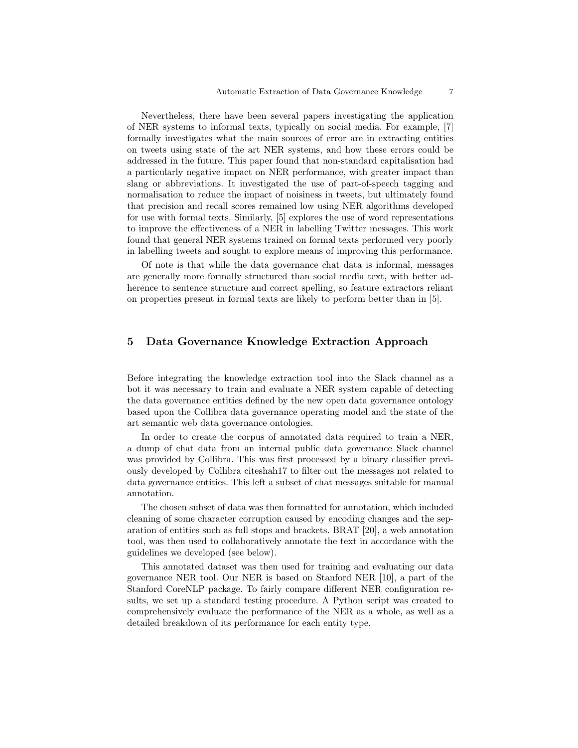Nevertheless, there have been several papers investigating the application of NER systems to informal texts, typically on social media. For example, [7] formally investigates what the main sources of error are in extracting entities on tweets using state of the art NER systems, and how these errors could be addressed in the future. This paper found that non-standard capitalisation had a particularly negative impact on NER performance, with greater impact than slang or abbreviations. It investigated the use of part-of-speech tagging and normalisation to reduce the impact of noisiness in tweets, but ultimately found that precision and recall scores remained low using NER algorithms developed for use with formal texts. Similarly, [5] explores the use of word representations to improve the effectiveness of a NER in labelling Twitter messages. This work found that general NER systems trained on formal texts performed very poorly in labelling tweets and sought to explore means of improving this performance.

Of note is that while the data governance chat data is informal, messages are generally more formally structured than social media text, with better adherence to sentence structure and correct spelling, so feature extractors reliant on properties present in formal texts are likely to perform better than in [5].

## 5 Data Governance Knowledge Extraction Approach

Before integrating the knowledge extraction tool into the Slack channel as a bot it was necessary to train and evaluate a NER system capable of detecting the data governance entities defined by the new open data governance ontology based upon the Collibra data governance operating model and the state of the art semantic web data governance ontologies.

In order to create the corpus of annotated data required to train a NER, a dump of chat data from an internal public data governance Slack channel was provided by Collibra. This was first processed by a binary classifier previously developed by Collibra citeshah17 to filter out the messages not related to data governance entities. This left a subset of chat messages suitable for manual annotation.

The chosen subset of data was then formatted for annotation, which included cleaning of some character corruption caused by encoding changes and the separation of entities such as full stops and brackets. BRAT [20], a web annotation tool, was then used to collaboratively annotate the text in accordance with the guidelines we developed (see below).

This annotated dataset was then used for training and evaluating our data governance NER tool. Our NER is based on Stanford NER [10], a part of the Stanford CoreNLP package. To fairly compare different NER configuration results, we set up a standard testing procedure. A Python script was created to comprehensively evaluate the performance of the NER as a whole, as well as a detailed breakdown of its performance for each entity type.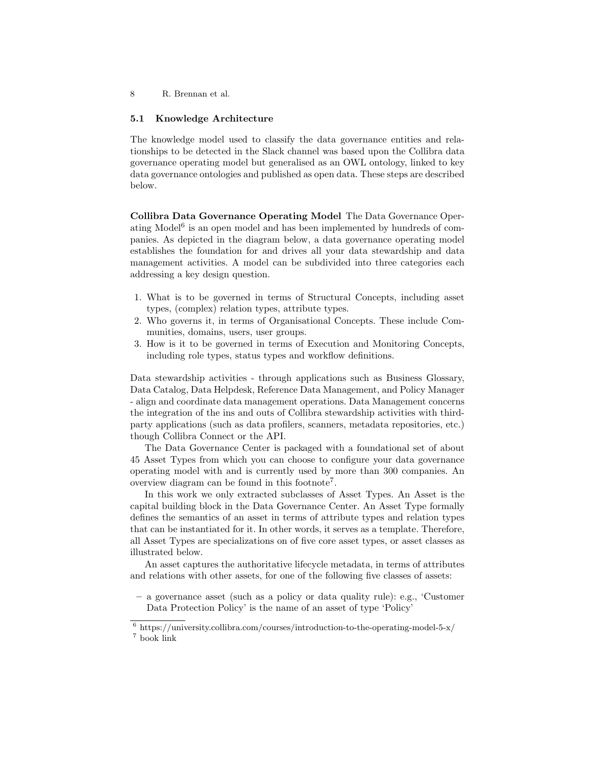### 5.1 Knowledge Architecture

The knowledge model used to classify the data governance entities and relationships to be detected in the Slack channel was based upon the Collibra data governance operating model but generalised as an OWL ontology, linked to key data governance ontologies and published as open data. These steps are described below.

**Collibra Data Governance Operating Model** The Data Governance Operating Model[6] is an open model and has been implemented by hundreds of companies. As depicted in the diagram below, a data governance operating model establishes the foundation for and drives all your data stewardship and data management activities. A model can be subdivided into three categories each addressing a key design question.

1. What is to be governed in terms of Structural Concepts, including asset types, (complex) relation types, attribute types.
2. Who governs it, in terms of Organisational Concepts. These include Communities, domains, users, user groups.
3. How is it to be governed in terms of Execution and Monitoring Concepts, including role types, status types and workflow definitions.

Data stewardship activities - through applications such as Business Glossary, Data Catalog, Data Helpdesk, Reference Data Management, and Policy Manager - align and coordinate data management operations. Data Management concerns the integration of the ins and outs of Collibra stewardship activities with third-party applications (such as data profilers, scanners, metadata repositories, etc.) though Collibra Connect or the API.

The Data Governance Center is packaged with a foundational set of about 45 Asset Types from which you can choose to configure your data governance operating model with and is currently used by more than 300 companies. An overview diagram can be found in this footnote[7].

In this work we only extracted subclasses of Asset Types. An Asset is the capital building block in the Data Governance Center. An Asset Type formally defines the semantics of an asset in terms of attribute types and relation types that can be instantiated for it. In other words, it serves as a template. Therefore, all Asset Types are specializations on of five core asset types, or asset classes as illustrated below.

An asset captures the authoritative lifecycle metadata, in terms of attributes and relations with other assets, for one of the following five classes of assets:

– a governance asset (such as a policy or data quality rule): e.g., 'Customer Data Protection Policy' is the name of an asset of type 'Policy'

[6] https://university.collibra.com/courses/introduction-to-the-operating-model-5-x/

[7] book link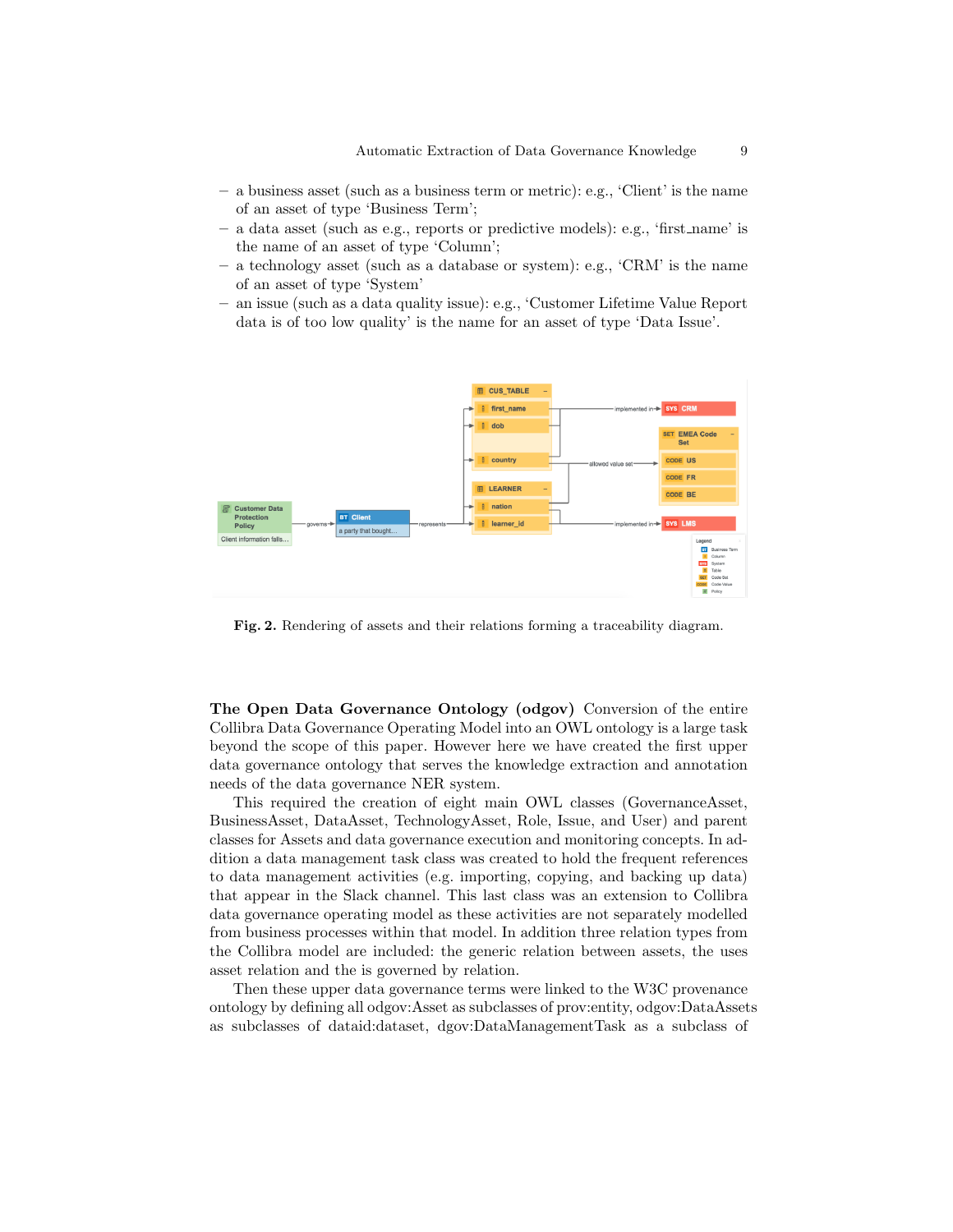- a business asset (such as a business term or metric): e.g., 'Client' is the name of an asset of type 'Business Term';
- a data asset (such as e.g., reports or predictive models): e.g., 'first_name' is the name of an asset of type 'Column';
- a technology asset (such as a database or system): e.g., 'CRM' is the name of an asset of type 'System'
- an issue (such as a data quality issue): e.g., 'Customer Lifetime Value Report data is of too low quality' is the name for an asset of type 'Data Issue'.

**Fig. 2.** Rendering of assets and their relations forming a traceability diagram.

**The Open Data Governance Ontology (odgov)** Conversion of the entire Collibra Data Governance Operating Model into an OWL ontology is a large task beyond the scope of this paper. However here we have created the first upper data governance ontology that serves the knowledge extraction and annotation needs of the data governance NER system.

This required the creation of eight main OWL classes (GovernanceAsset, BusinessAsset, DataAsset, TechnologyAsset, Role, Issue, and User) and parent classes for Assets and data governance execution and monitoring concepts. In addition a data management task class was created to hold the frequent references to data management activities (e.g. importing, copying, and backing up data) that appear in the Slack channel. This last class was an extension to Collibra data governance operating model as these activities are not separately modelled from business processes within that model. In addition three relation types from the Collibra model are included: the generic relation between assets, the uses asset relation and the is governed by relation.

Then these upper data governance terms were linked to the W3C provenance ontology by defining all odgov:Asset as subclasses of prov:entity, odgov:DataAssets as subclasses of dataid:dataset, dgov:DataManagementTask as a subclass of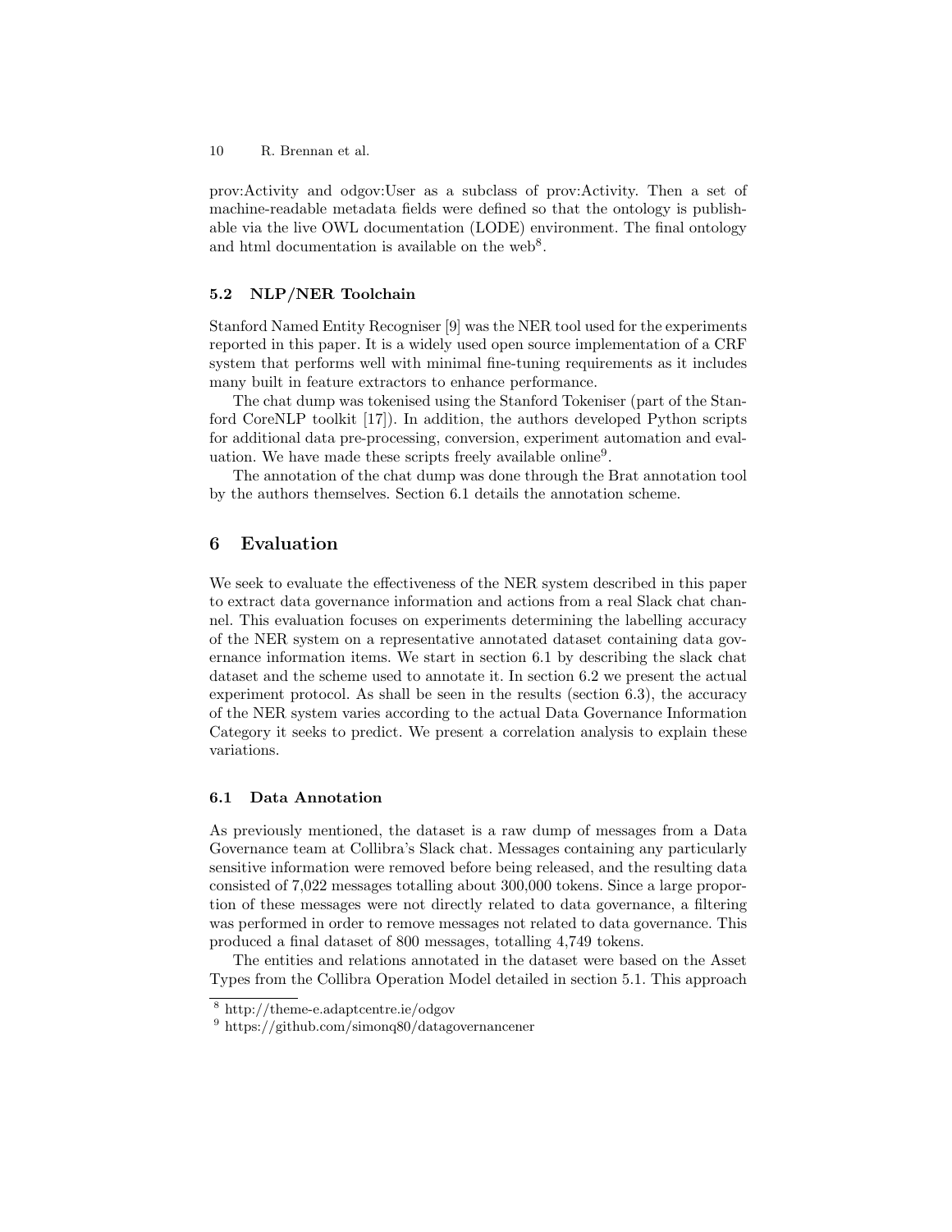prov:Activity and odgov:User as a subclass of prov:Activity. Then a set of machine-readable metadata fields were defined so that the ontology is publishable via the live OWL documentation (LODE) environment. The final ontology and html documentation is available on the web[8].

### 5.2 NLP/NER Toolchain

Stanford Named Entity Recogniser [9] was the NER tool used for the experiments reported in this paper. It is a widely used open source implementation of a CRF system that performs well with minimal fine-tuning requirements as it includes many built in feature extractors to enhance performance.

The chat dump was tokenised using the Stanford Tokeniser (part of the Stanford CoreNLP toolkit [17]). In addition, the authors developed Python scripts for additional data pre-processing, conversion, experiment automation and evaluation. We have made these scripts freely available online[9].

The annotation of the chat dump was done through the Brat annotation tool by the authors themselves. Section 6.1 details the annotation scheme.

## 6 Evaluation

We seek to evaluate the effectiveness of the NER system described in this paper to extract data governance information and actions from a real Slack chat channel. This evaluation focuses on experiments determining the labelling accuracy of the NER system on a representative annotated dataset containing data governance information items. We start in section 6.1 by describing the slack chat dataset and the scheme used to annotate it. In section 6.2 we present the actual experiment protocol. As shall be seen in the results (section 6.3), the accuracy of the NER system varies according to the actual Data Governance Information Category it seeks to predict. We present a correlation analysis to explain these variations.

### 6.1 Data Annotation

As previously mentioned, the dataset is a raw dump of messages from a Data Governance team at Collibra's Slack chat. Messages containing any particularly sensitive information were removed before being released, and the resulting data consisted of 7,022 messages totalling about 300,000 tokens. Since a large proportion of these messages were not directly related to data governance, a filtering was performed in order to remove messages not related to data governance. This produced a final dataset of 800 messages, totalling 4,749 tokens.

The entities and relations annotated in the dataset were based on the Asset Types from the Collibra Operation Model detailed in section 5.1. This approach

---

[8] http://theme-e.adaptcentre.ie/odgov

[9] https://github.com/simonq80/datagovernancener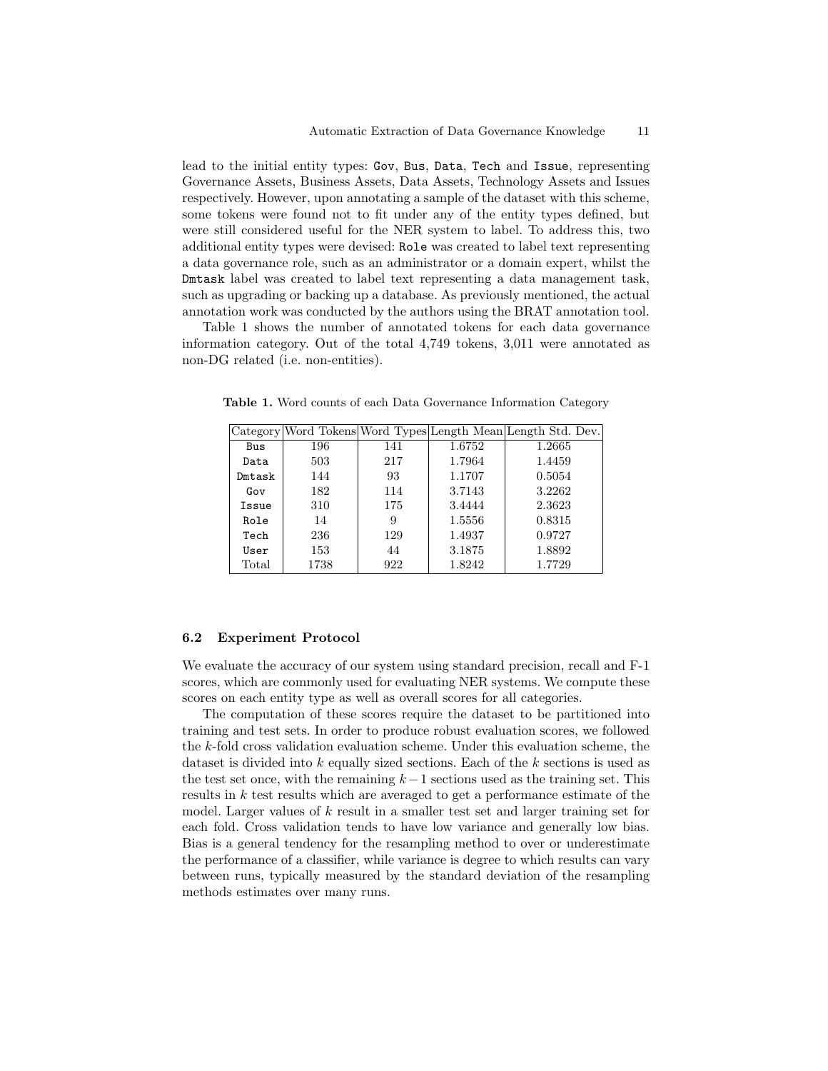lead to the initial entity types: `Gov`, `Bus`, `Data`, `Tech` and `Issue`, representing Governance Assets, Business Assets, Data Assets, Technology Assets and Issues respectively. However, upon annotating a sample of the dataset with this scheme, some tokens were found not to fit under any of the entity types defined, but were still considered useful for the NER system to label. To address this, two additional entity types were devised: `Role` was created to label text representing a data governance role, such as an administrator or a domain expert, whilst the `Dmtask` label was created to label text representing a data management task, such as upgrading or backing up a database. As previously mentioned, the actual annotation work was conducted by the authors using the BRAT annotation tool.

Table 1 shows the number of annotated tokens for each data governance information category. Out of the total 4,749 tokens, 3,011 were annotated as non-DG related (i.e. non-entities).

**Table 1.** Word counts of each Data Governance Information Category

| Category | Word Tokens | Word Types | Length Mean | Length Std. Dev. |
|---|---|---|---|---|
| `Bus` | 196 | 141 | 1.6752 | 1.2665 |
| `Data` | 503 | 217 | 1.7964 | 1.4459 |
| `Dmtask` | 144 | 93 | 1.1707 | 0.5054 |
| `Gov` | 182 | 114 | 3.7143 | 3.2262 |
| `Issue` | 310 | 175 | 3.4444 | 2.3623 |
| `Role` | 14 | 9 | 1.5556 | 0.8315 |
| `Tech` | 236 | 129 | 1.4937 | 0.9727 |
| `User` | 153 | 44 | 3.1875 | 1.8892 |
| Total | 1738 | 922 | 1.8242 | 1.7729 |

### 6.2 Experiment Protocol

We evaluate the accuracy of our system using standard precision, recall and F-1 scores, which are commonly used for evaluating NER systems. We compute these scores on each entity type as well as overall scores for all categories.

The computation of these scores require the dataset to be partitioned into training and test sets. In order to produce robust evaluation scores, we followed the $k$-fold cross validation evaluation scheme. Under this evaluation scheme, the dataset is divided into $k$ equally sized sections. Each of the $k$ sections is used as the test set once, with the remaining $k-1$ sections used as the training set. This results in $k$ test results which are averaged to get a performance estimate of the model. Larger values of $k$ result in a smaller test set and larger training set for each fold. Cross validation tends to have low variance and generally low bias. Bias is a general tendency for the resampling method to over or underestimate the performance of a classifier, while variance is degree to which results can vary between runs, typically measured by the standard deviation of the resampling methods estimates over many runs.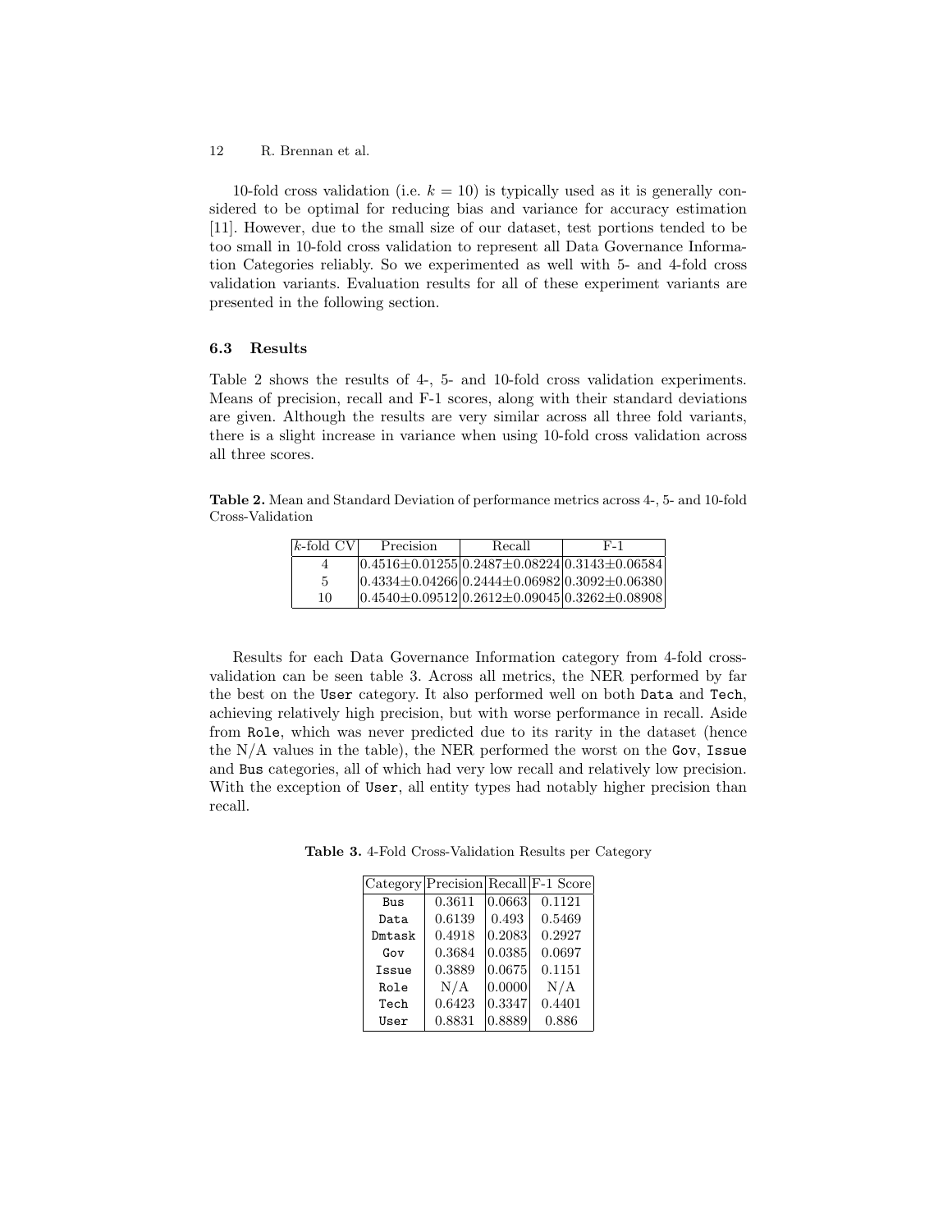10-fold cross validation (i.e. $k = 10$) is typically used as it is generally considered to be optimal for reducing bias and variance for accuracy estimation [11]. However, due to the small size of our dataset, test portions tended to be too small in 10-fold cross validation to represent all Data Governance Information Categories reliably. So we experimented as well with 5- and 4-fold cross validation variants. Evaluation results for all of these experiment variants are presented in the following section.

### 6.3 Results

Table 2 shows the results of 4-, 5- and 10-fold cross validation experiments. Means of precision, recall and F-1 scores, along with their standard deviations are given. Although the results are very similar across all three fold variants, there is a slight increase in variance when using 10-fold cross validation across all three scores.

**Table 2.** Mean and Standard Deviation of performance metrics across 4-, 5- and 10-fold Cross-Validation

| $k$-fold CV | Precision | Recall | F-1 |
|---|---|---|---|
| 4 | $0.4516 \pm 0.01255$ | $0.2487 \pm 0.08224$ | $0.3143 \pm 0.06584$ |
| 5 | $0.4334 \pm 0.04266$ | $0.2444 \pm 0.06982$ | $0.3092 \pm 0.06380$ |
| 10 | $0.4540 \pm 0.09512$ | $0.2612 \pm 0.09045$ | $0.3262 \pm 0.08908$ |

Results for each Data Governance Information category from 4-fold cross-validation can be seen table 3. Across all metrics, the NER performed by far the best on the `User` category. It also performed well on both `Data` and `Tech`, achieving relatively high precision, but with worse performance in recall. Aside from `Role`, which was never predicted due to its rarity in the dataset (hence the N/A values in the table), the NER performed the worst on the `Gov`, `Issue` and `Bus` categories, all of which had very low recall and relatively low precision. With the exception of `User`, all entity types had notably higher precision than recall.

**Table 3.** 4-Fold Cross-Validation Results per Category

| Category | Precision | Recall | F-1 Score |
|---|---|---|---|
| `Bus` | 0.3611 | 0.0663 | 0.1121 |
| `Data` | 0.6139 | 0.493 | 0.5469 |
| `Dmtask` | 0.4918 | 0.2083 | 0.2927 |
| `Gov` | 0.3684 | 0.0385 | 0.0697 |
| `Issue` | 0.3889 | 0.0675 | 0.1151 |
| `Role` | N/A | 0.0000 | N/A |
| `Tech` | 0.6423 | 0.3347 | 0.4401 |
| `User` | 0.8831 | 0.8889 | 0.886 |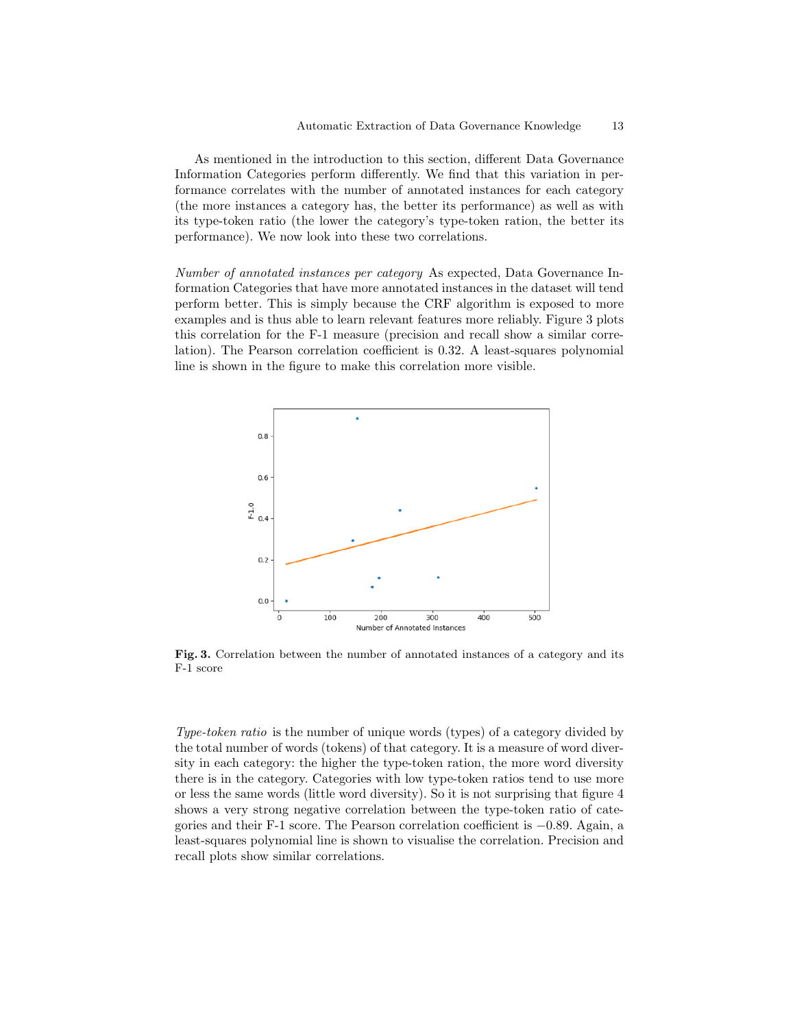As mentioned in the introduction to this section, different Data Governance Information Categories perform differently. We find that this variation in performance correlates with the number of annotated instances for each category (the more instances a category has, the better its performance) as well as with its type-token ratio (the lower the category's type-token ration, the better its performance). We now look into these two correlations.

*Number of annotated instances per category* As expected, Data Governance Information Categories that have more annotated instances in the dataset will tend perform better. This is simply because the CRF algorithm is exposed to more examples and is thus able to learn relevant features more reliably. Figure 3 plots this correlation for the F-1 measure (precision and recall show a similar correlation). The Pearson correlation coefficient is 0.32. A least-squares polynomial line is shown in the figure to make this correlation more visible.

**Fig. 3.** Correlation between the number of annotated instances of a category and its F-1 score

*Type-token ratio* is the number of unique words (types) of a category divided by the total number of words (tokens) of that category. It is a measure of word diversity in each category: the higher the type-token ration, the more word diversity there is in the category. Categories with low type-token ratios tend to use more or less the same words (little word diversity). So it is not surprising that figure 4 shows a very strong negative correlation between the type-token ratio of categories and their F-1 score. The Pearson correlation coefficient is $-0.89$. Again, a least-squares polynomial line is shown to visualise the correlation. Precision and recall plots show similar correlations.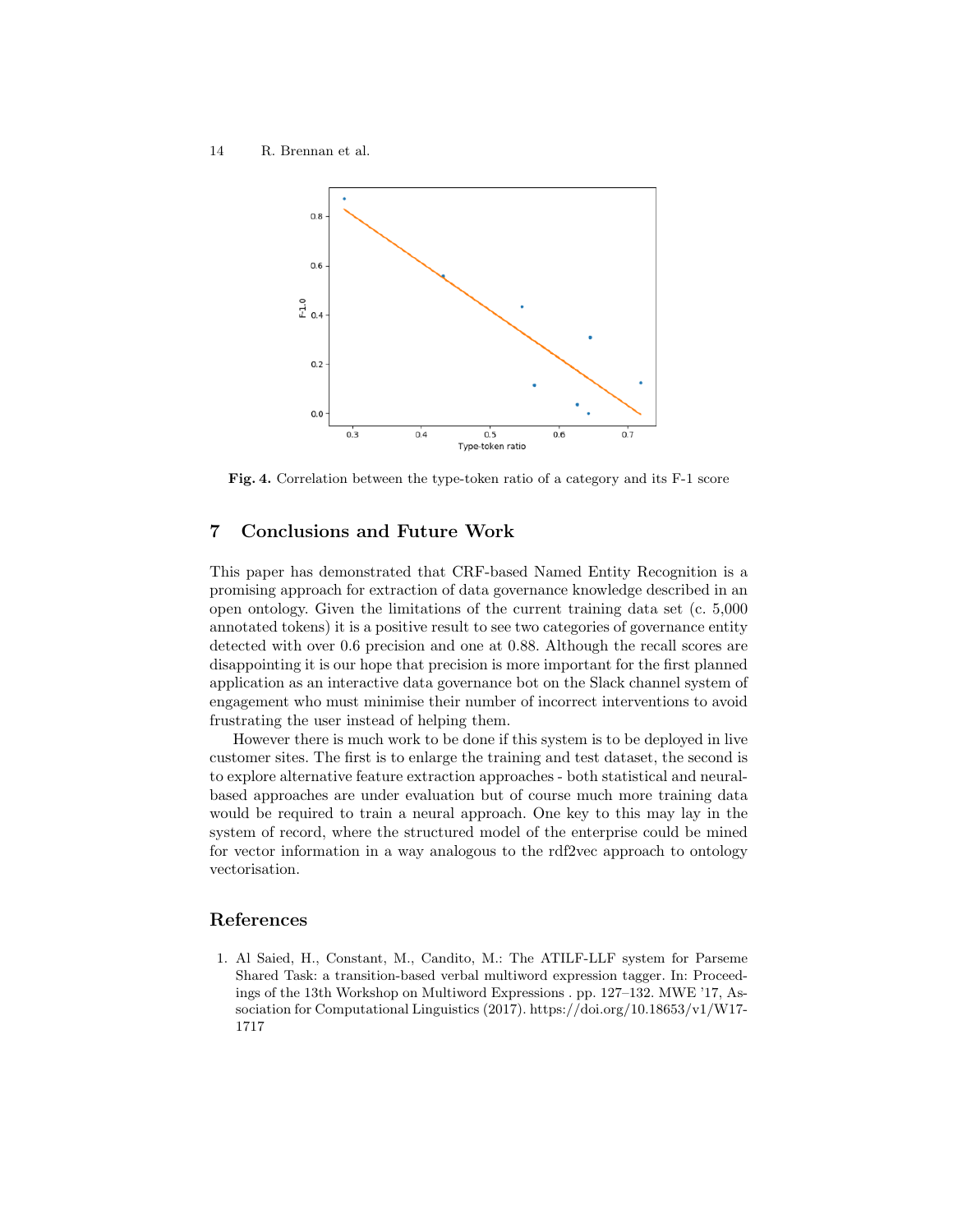Fig. 4. Correlation between the type-token ratio of a category and its F-1 score

## 7 Conclusions and Future Work

This paper has demonstrated that CRF-based Named Entity Recognition is a promising approach for extraction of data governance knowledge described in an open ontology. Given the limitations of the current training data set (c. 5,000 annotated tokens) it is a positive result to see two categories of governance entity detected with over 0.6 precision and one at 0.88. Although the recall scores are disappointing it is our hope that precision is more important for the first planned application as an interactive data governance bot on the Slack channel system of engagement who must minimise their number of incorrect interventions to avoid frustrating the user instead of helping them.

However there is much work to be done if this system is to be deployed in live customer sites. The first is to enlarge the training and test dataset, the second is to explore alternative feature extraction approaches - both statistical and neural-based approaches are under evaluation but of course much more training data would be required to train a neural approach. One key to this may lay in the system of record, where the structured model of the enterprise could be mined for vector information in a way analogous to the rdf2vec approach to ontology vectorisation.

## References

1. Al Saied, H., Constant, M., Candito, M.: The ATILF-LLF system for Parseme Shared Task: a transition-based verbal multiword expression tagger. In: Proceedings of the 13th Workshop on Multiword Expressions . pp. 127–132. MWE '17, Association for Computational Linguistics (2017). https://doi.org/10.18653/v1/W17-1717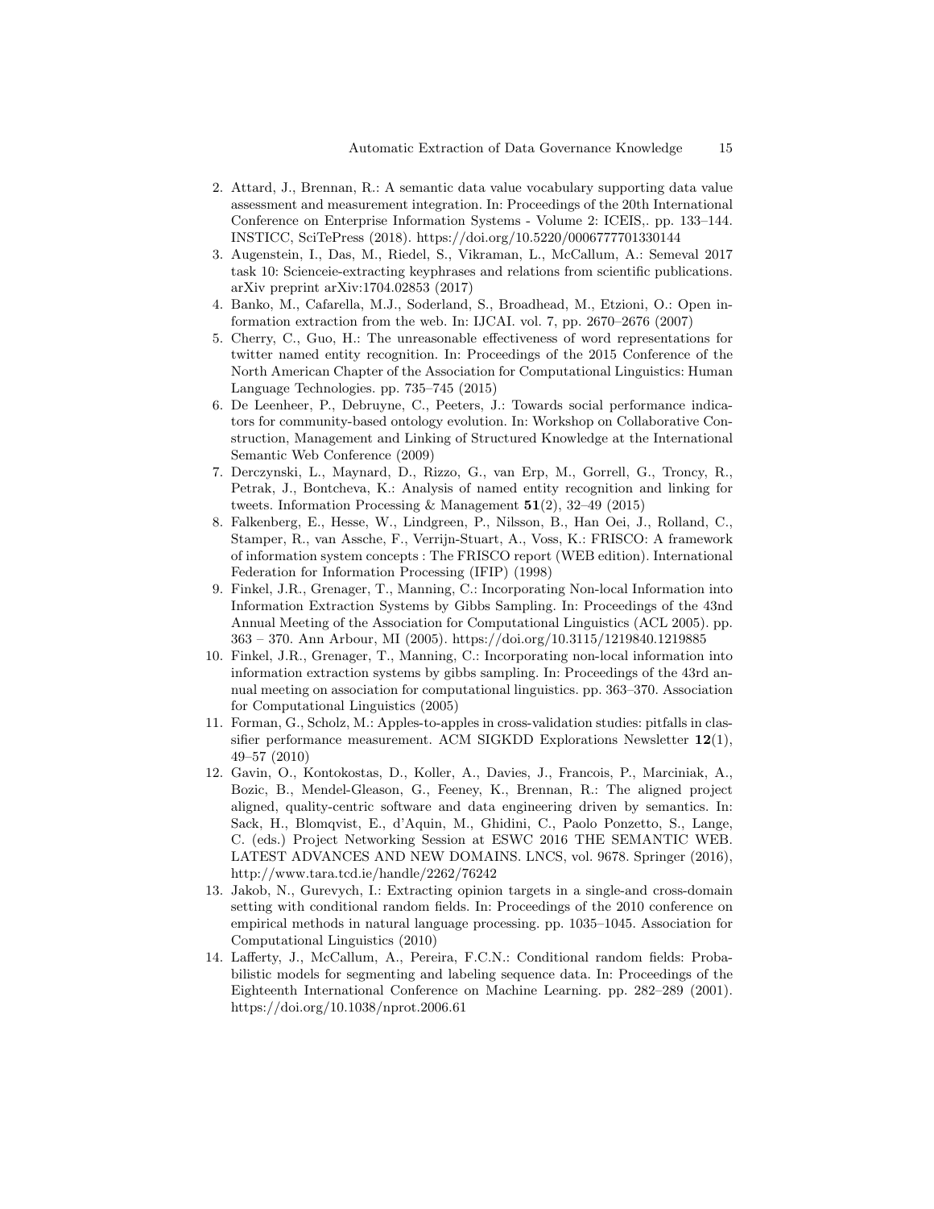2. Attard, J., Brennan, R.: A semantic data value vocabulary supporting data value assessment and measurement integration. In: Proceedings of the 20th International Conference on Enterprise Information Systems - Volume 2: ICEIS,. pp. 133–144. INSTICC, SciTePress (2018). https://doi.org/10.5220/0006777701330144
3. Augenstein, I., Das, M., Riedel, S., Vikraman, L., McCallum, A.: Semeval 2017 task 10: Scienceie-extracting keyphrases and relations from scientific publications. arXiv preprint arXiv:1704.02853 (2017)
4. Banko, M., Cafarella, M.J., Soderland, S., Broadhead, M., Etzioni, O.: Open information extraction from the web. In: IJCAI. vol. 7, pp. 2670–2676 (2007)
5. Cherry, C., Guo, H.: The unreasonable effectiveness of word representations for twitter named entity recognition. In: Proceedings of the 2015 Conference of the North American Chapter of the Association for Computational Linguistics: Human Language Technologies. pp. 735–745 (2015)
6. De Leenheer, P., Debruyne, C., Peeters, J.: Towards social performance indicators for community-based ontology evolution. In: Workshop on Collaborative Construction, Management and Linking of Structured Knowledge at the International Semantic Web Conference (2009)
7. Derczynski, L., Maynard, D., Rizzo, G., van Erp, M., Gorrell, G., Troncy, R., Petrak, J., Bontcheva, K.: Analysis of named entity recognition and linking for tweets. Information Processing & Management **51**(2), 32–49 (2015)
8. Falkenberg, E., Hesse, W., Lindgreen, P., Nilsson, B., Han Oei, J., Rolland, C., Stamper, R., van Assche, F., Verrijn-Stuart, A., Voss, K.: FRISCO: A framework of information system concepts : The FRISCO report (WEB edition). International Federation for Information Processing (IFIP) (1998)
9. Finkel, J.R., Grenager, T., Manning, C.: Incorporating Non-local Information into Information Extraction Systems by Gibbs Sampling. In: Proceedings of the 43nd Annual Meeting of the Association for Computational Linguistics (ACL 2005). pp. 363 – 370. Ann Arbour, MI (2005). https://doi.org/10.3115/1219840.1219885
10. Finkel, J.R., Grenager, T., Manning, C.: Incorporating non-local information into information extraction systems by gibbs sampling. In: Proceedings of the 43rd annual meeting on association for computational linguistics. pp. 363–370. Association for Computational Linguistics (2005)
11. Forman, G., Scholz, M.: Apples-to-apples in cross-validation studies: pitfalls in classifier performance measurement. ACM SIGKDD Explorations Newsletter **12**(1), 49–57 (2010)
12. Gavin, O., Kontokostas, D., Koller, A., Davies, J., Francois, P., Marciniak, A., Bozic, B., Mendel-Gleason, G., Feeney, K., Brennan, R.: The aligned project aligned, quality-centric software and data engineering driven by semantics. In: Sack, H., Blomqvist, E., d'Aquin, M., Ghidini, C., Paolo Ponzetto, S., Lange, C. (eds.) Project Networking Session at ESWC 2016 THE SEMANTIC WEB. LATEST ADVANCES AND NEW DOMAINS. LNCS, vol. 9678. Springer (2016), http://www.tara.tcd.ie/handle/2262/76242
13. Jakob, N., Gurevych, I.: Extracting opinion targets in a single-and cross-domain setting with conditional random fields. In: Proceedings of the 2010 conference on empirical methods in natural language processing. pp. 1035–1045. Association for Computational Linguistics (2010)
14. Lafferty, J., McCallum, A., Pereira, F.C.N.: Conditional random fields: Probabilistic models for segmenting and labeling sequence data. In: Proceedings of the Eighteenth International Conference on Machine Learning. pp. 282–289 (2001). https://doi.org/10.1038/nprot.2006.61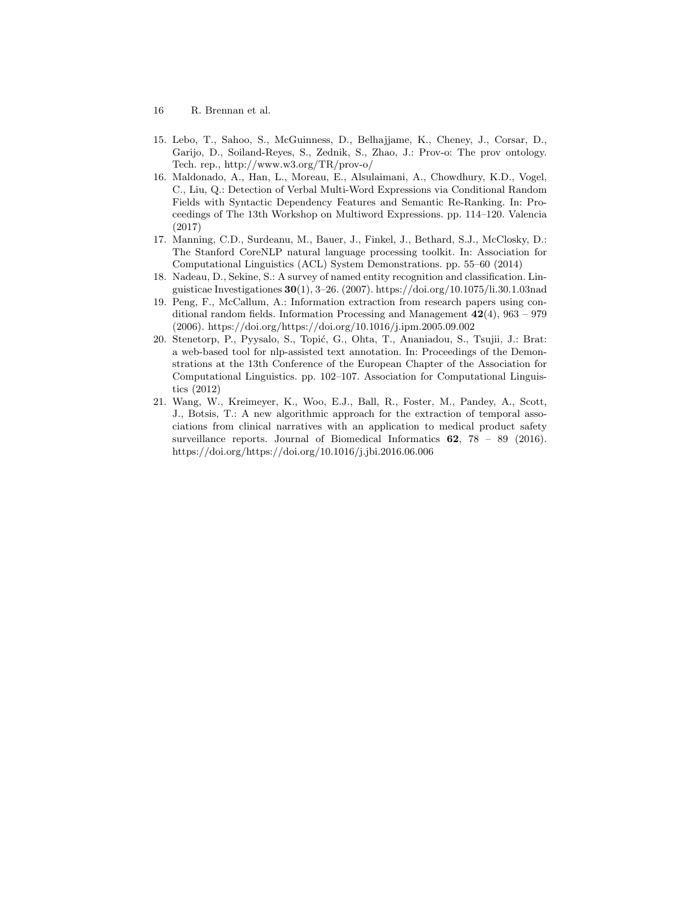15. Lebo, T., Sahoo, S., McGuinness, D., Belhajjame, K., Cheney, J., Corsar, D., Garijo, D., Soiland-Reyes, S., Zednik, S., Zhao, J.: Prov-o: The prov ontology. Tech. rep., http://www.w3.org/TR/prov-o/
16. Maldonado, A., Han, L., Moreau, E., Alsulaimani, A., Chowdhury, K.D., Vogel, C., Liu, Q.: Detection of Verbal Multi-Word Expressions via Conditional Random Fields with Syntactic Dependency Features and Semantic Re-Ranking. In: Proceedings of The 13th Workshop on Multiword Expressions. pp. 114–120. Valencia (2017)
17. Manning, C.D., Surdeanu, M., Bauer, J., Finkel, J., Bethard, S.J., McClosky, D.: The Stanford CoreNLP natural language processing toolkit. In: Association for Computational Linguistics (ACL) System Demonstrations. pp. 55–60 (2014)
18. Nadeau, D., Sekine, S.: A survey of named entity recognition and classification. Linguisticae Investigationes **30**(1), 3–26. (2007). https://doi.org/10.1075/li.30.1.03nad
19. Peng, F., McCallum, A.: Information extraction from research papers using conditional random fields. Information Processing and Management **42**(4), 963 – 979 (2006). https://doi.org/https://doi.org/10.1016/j.ipm.2005.09.002
20. Stenetorp, P., Pyysalo, S., Topić, G., Ohta, T., Ananiadou, S., Tsujii, J.: Brat: a web-based tool for nlp-assisted text annotation. In: Proceedings of the Demonstrations at the 13th Conference of the European Chapter of the Association for Computational Linguistics. pp. 102–107. Association for Computational Linguistics (2012)
21. Wang, W., Kreimeyer, K., Woo, E.J., Ball, R., Foster, M., Pandey, A., Scott, J., Botsis, T.: A new algorithmic approach for the extraction of temporal associations from clinical narratives with an application to medical product safety surveillance reports. Journal of Biomedical Informatics **62**, 78 – 89 (2016). https://doi.org/https://doi.org/10.1016/j.jbi.2016.06.006